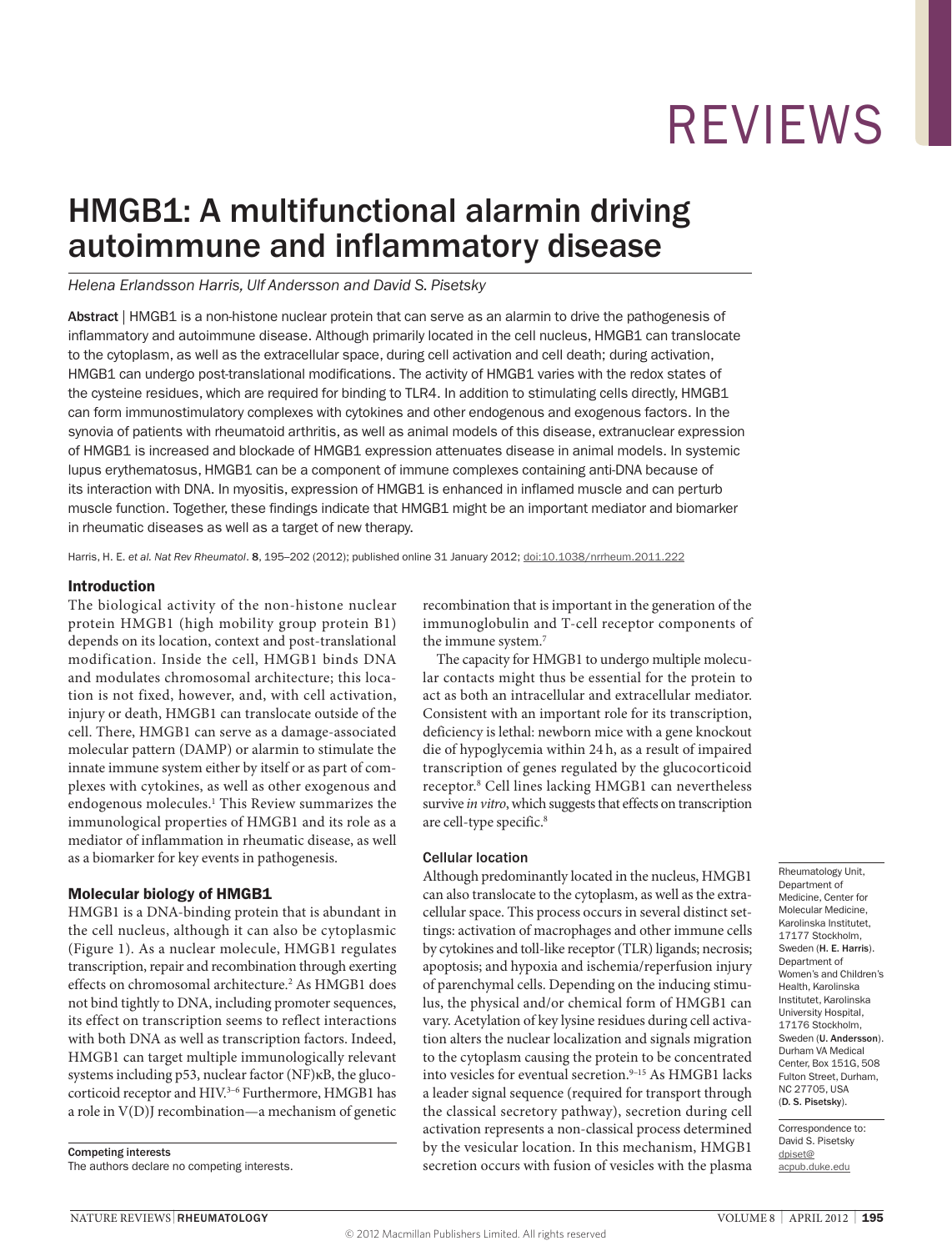# HMGB1: A multifunctional alarmin driving autoimmune and inflammatory disease

*Helena Erlandsson Harris, Ulf Andersson and David S. Pisetsky*

**Abstract** | HMGB1 is a non-histone nuclear protein that can serve as an alarmin to drive the pathogenesis of inflammatory and autoimmune disease. Although primarily located in the cell nucleus, HMGB1 can translocate to the cytoplasm, as well as the extracellular space, during cell activation and cell death; during activation, HMGB1 can undergo post-translational modifications. The activity of HMGB1 varies with the redox states of the cysteine residues, which are required for binding to TLR4. In addition to stimulating cells directly, HMGB1 can form immunostimulatory complexes with cytokines and other endogenous and exogenous factors. In the synovia of patients with rheumatoid arthritis, as well as animal models of this disease, extranuclear expression of HMGB1 is increased and blockade of HMGB1 expression attenuates disease in animal models. In systemic lupus erythematosus, HMGB1 can be a component of immune complexes containing anti-DNA because of its interaction with DNA. In myositis, expression of HMGB1 is enhanced in inflamed muscle and can perturb muscle function. Together, these findings indicate that HMGB1 might be an important mediator and biomarker in rheumatic diseases as well as a target of new therapy.

Harris, H. E. *et al. Nat Rev Rheumatol*. **8**, 195–202 (2012); published online 31 January 2012; doi:10.1038/nrrheum.2011.222

## Introduction

The biological activity of the non-histone nuclear protein HMGB1 (high mobility group protein B1) depends on its location, context and post-translational modification. Inside the cell, HMGB1 binds DNA and modulates chromosomal architecture; this location is not fixed, however, and, with cell activation, injury or death, HMGB1 can translocate outside of the cell. There, HMGB1 can serve as a damage-associated molecular pattern (DAMP) or alarmin to stimulate the innate immune system either by itself or as part of complexes with cytokines, as well as other exogenous and endogenous molecules.[1] This Review summarizes the immunological properties of HMGB1 and its role as a mediator of inflammation in rheumatic disease, as well as a biomarker for key events in pathogenesis.

## Molecular biology of HMGB1

HMGB1 is a DNA-binding protein that is abundant in the cell nucleus, although it can also be cytoplasmic (Figure 1). As a nuclear molecule, HMGB1 regulates transcription, repair and recombination through exerting effects on chromosomal architecture.[2] As HMGB1 does not bind tightly to DNA, including promoter sequences, its effect on transcription seems to reflect interactions with both DNA as well as transcription factors. Indeed, HMGB1 can target multiple immunologically relevant systems including p53, nuclear factor (NF)κB, the glucocorticoid receptor and HIV.[3–6] Furthermore, HMGB1 has a role in V(D)J recombination—a mechanism of genetic recombination that is important in the generation of the immunoglobulin and T-cell receptor components of the immune system.[7]

The capacity for HMGB1 to undergo multiple molecular contacts might thus be essential for the protein to act as both an intracellular and extracellular mediator. Consistent with an important role for its transcription, deficiency is lethal: newborn mice with a gene knockout die of hypoglycemia within 24 h, as a result of impaired transcription of genes regulated by the glucocorticoid receptor.[8] Cell lines lacking HMGB1 can nevertheless survive *in vitro*, which suggests that effects on transcription are cell-type specific.[8]

### Cellular location

Although predominantly located in the nucleus, HMGB1 can also translocate to the cytoplasm, as well as the extracellular space. This process occurs in several distinct settings: activation of macrophages and other immune cells by cytokines and toll-like receptor (TLR) ligands; necrosis; apoptosis; and hypoxia and ischemia/reperfusion injury of parenchymal cells. Depending on the inducing stimulus, the physical and/or chemical form of HMGB1 can vary. Acetylation of key lysine residues during cell activation alters the nuclear localization and signals migration to the cytoplasm causing the protein to be concentrated into vesicles for eventual secretion.[9–15] As HMGB1 lacks a leader signal sequence (required for transport through the classical secretory pathway), secretion during cell activation represents a non-classical process determined by the vesicular location. In this mechanism, HMGB1 secretion occurs with fusion of vesicles with the plasma

**Competing interests**
The authors declare no competing interests.

Rheumatology Unit, Department of Medicine, Center for Molecular Medicine, Karolinska Institutet, 17177 Stockholm, Sweden (**H. E. Harris**). Department of Women's and Children's Health, Karolinska Institutet, Karolinska University Hospital, 17176 Stockholm, Sweden (**U. Andersson**). Durham VA Medical Center, Box 151G, 508 Fulton Street, Durham, NC 27705, USA (**D. S. Pisetsky**).

Correspondence to: David S. Pisetsky dpiset@acpub.duke.edu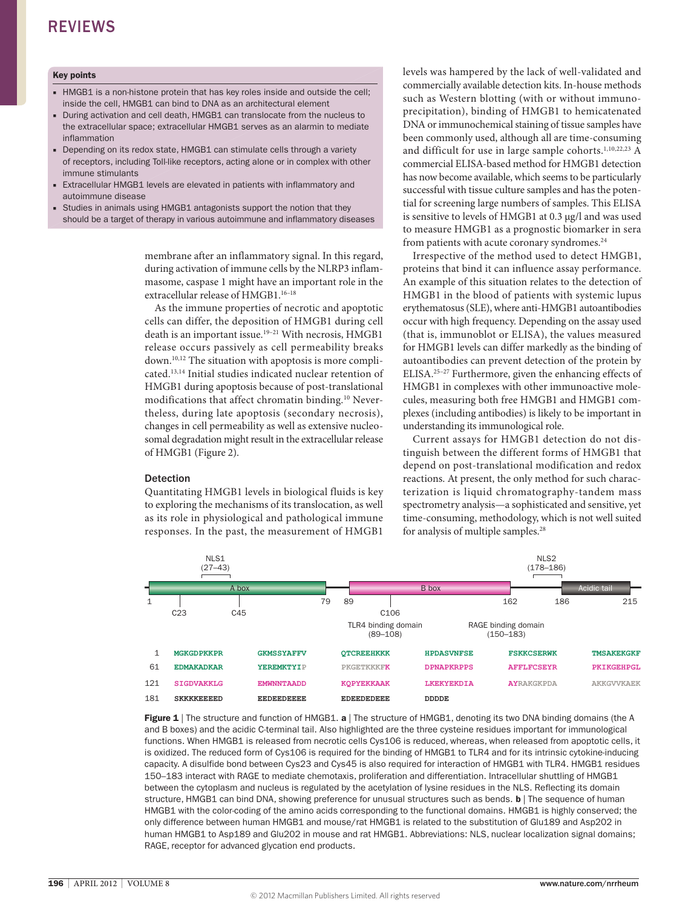## Key points

- HMGB1 is a non-histone protein that has key roles inside and outside the cell; inside the cell, HMGB1 can bind to DNA as an architectural element
- During activation and cell death, HMGB1 can translocate from the nucleus to the extracellular space; extracellular HMGB1 serves as an alarmin to mediate inflammation
- Depending on its redox state, HMGB1 can stimulate cells through a variety of receptors, including Toll-like receptors, acting alone or in complex with other immune stimulants
- Extracellular HMGB1 levels are elevated in patients with inflammatory and autoimmune disease
- Studies in animals using HMGB1 antagonists support the notion that they should be a target of therapy in various autoimmune and inflammatory diseases

membrane after an inflammatory signal. In this regard, during activation of immune cells by the NLRP3 inflammasome, caspase 1 might have an important role in the extracellular release of HMGB1.[16–18]

As the immune properties of necrotic and apoptotic cells can differ, the deposition of HMGB1 during cell death is an important issue.[19–21] With necrosis, HMGB1 release occurs passively as cell permeability breaks down.[10,12] The situation with apoptosis is more complicated.[13,14] Initial studies indicated nuclear retention of HMGB1 during apoptosis because of post-translational modifications that affect chromatin binding.[10] Nevertheless, during late apoptosis (secondary necrosis), changes in cell permeability as well as extensive nucleosomal degradation might result in the extracellular release of HMGB1 (Figure 2).

### Detection

Quantitating HMGB1 levels in biological fluids is key to exploring the mechanisms of its translocation, as well as its role in physiological and pathological immune responses. In the past, the measurement of HMGB1 levels was hampered by the lack of well-validated and commercially available detection kits. In-house methods such as Western blotting (with or without immunoprecipitation), binding of HMGB1 to hemicatenated DNA or immunochemical staining of tissue samples have been commonly used, although all are time-consuming and difficult for use in large sample cohorts.[1,10,22,23] A commercial ELISA-based method for HMGB1 detection has now become available, which seems to be particularly successful with tissue culture samples and has the potential for screening large numbers of samples. This ELISA is sensitive to levels of HMGB1 at 0.3 μg/l and was used to measure HMGB1 as a prognostic biomarker in sera from patients with acute coronary syndromes.[24]

Irrespective of the method used to detect HMGB1, proteins that bind it can influence assay performance. An example of this situation relates to the detection of HMGB1 in the blood of patients with systemic lupus erythematosus (SLE), where anti-HMGB1 autoantibodies occur with high frequency. Depending on the assay used (that is, immunoblot or ELISA), the values measured for HMGB1 levels can differ markedly as the binding of autoantibodies can prevent detection of the protein by ELISA.[25–27] Furthermore, given the enhancing effects of HMGB1 in complexes with other immunoactive molecules, measuring both free HMGB1 and HMGB1 complexes (including antibodies) is likely to be important in understanding its immunological role.

Current assays for HMGB1 detection do not distinguish between the different forms of HMGB1 that depend on post-translational modification and redox reactions. At present, the only method for such characterization is liquid chromatography-tandem mass spectrometry analysis—a sophisticated and sensitive, yet time-consuming, methodology, which is not well suited for analysis of multiple samples.[28]

NLS1 (27–43) | NLS2 (178–186)

A box | B box | Acidic tail

1 | 79 | 89 | 162 | 186 | 215

C23 | C45 | C106

TLR4 binding domain (89–108) | RAGE binding domain (150–183)

```
1    MGKGDPKKPR  GKMSSYAFFV  QTCREEHKKK  HPDASVNFSE  FSKKCSERWK  TMSAKEKGKF
61   EDMAKADKAR  YEREMKTYIP  PKGETKKKFK  DPNAPKRPPS  AFFLFCSEYR  PKIKGEHPGL
121  SIGDVAKKLG  EMWNNTAADD  KQPYEKKAAK  LKEKYEKDIA  AYRAKGKPDA  AKKGVVKAEK
181  SKKKKEEEED  EEDEEDEEEE  EDEEDEDEEE  DDDDE
```

**Figure 1** | The structure and function of HMGB1. **a** | The structure of HMGB1, denoting its two DNA binding domains (the A and B boxes) and the acidic C-terminal tail. Also highlighted are the three cysteine residues important for immunological functions. When HMGB1 is released from necrotic cells Cys106 is reduced, whereas, when released from apoptotic cells, it is oxidized. The reduced form of Cys106 is required for the binding of HMGB1 to TLR4 and for its intrinsic cytokine-inducing capacity. A disulfide bond between Cys23 and Cys45 is also required for interaction of HMGB1 with TLR4. HMGB1 residues 150–183 interact with RAGE to mediate chemotaxis, proliferation and differentiation. Intracellular shuttling of HMGB1 between the cytoplasm and nucleus is regulated by the acetylation of lysine residues in the NLS. Reflecting its domain structure, HMGB1 can bind DNA, showing preference for unusual structures such as bends. **b** | The sequence of human HMGB1 with the color-coding of the amino acids corresponding to the functional domains. HMGB1 is highly conserved; the only difference between human HMGB1 and mouse/rat HMGB1 is related to the substitution of Glu189 and Asp202 in human HMGB1 to Asp189 and Glu202 in mouse and rat HMGB1. Abbreviations: NLS, nuclear localization signal domains; RAGE, receptor for advanced glycation end products.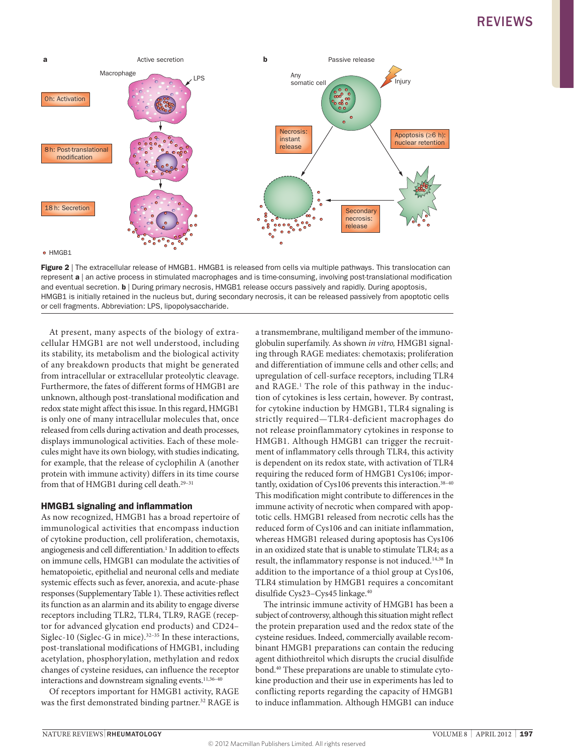**Figure 2** | The extracellular release of HMGB1. HMGB1 is released from cells via multiple pathways. This translocation can represent **a** | an active process in stimulated macrophages and is time-consuming, involving post-translational modification and eventual secretion. **b** | During primary necrosis, HMGB1 release occurs passively and rapidly. During apoptosis, HMGB1 is initially retained in the nucleus but, during secondary necrosis, it can be released passively from apoptotic cells or cell fragments. Abbreviation: LPS, lipopolysaccharide.

At present, many aspects of the biology of extracellular HMGB1 are not well understood, including its stability, its metabolism and the biological activity of any breakdown products that might be generated from intracellular or extracellular proteolytic cleavage. Furthermore, the fates of different forms of HMGB1 are unknown, although post-translational modification and redox state might affect this issue. In this regard, HMGB1 is only one of many intracellular molecules that, once released from cells during activation and death processes, displays immunological activities. Each of these molecules might have its own biology, with studies indicating, for example, that the release of cyclophilin A (another protein with immune activity) differs in its time course from that of HMGB1 during cell death.[29–31]

## HMGB1 signaling and inflammation

As now recognized, HMGB1 has a broad repertoire of immunological activities that encompass induction of cytokine production, cell proliferation, chemotaxis, angiogenesis and cell differentiation.[1] In addition to effects on immune cells, HMGB1 can modulate the activities of hematopoietic, epithelial and neuronal cells and mediate systemic effects such as fever, anorexia, and acute-phase responses (Supplementary Table 1). These activities reflect its function as an alarmin and its ability to engage diverse receptors including TLR2, TLR4, TLR9, RAGE (receptor for advanced glycation end products) and CD24–Siglec-10 (Siglec-G in mice).[32–35] In these interactions, post-translational modifications of HMGB1, including acetylation, phosphorylation, methylation and redox changes of cysteine residues, can influence the receptor interactions and downstream signaling events.[11,36–40]

Of receptors important for HMGB1 activity, RAGE was the first demonstrated binding partner.[32] RAGE is a transmembrane, multiligand member of the immunoglobulin superfamily. As shown *in vitro,* HMGB1 signaling through RAGE mediates: chemotaxis; proliferation and differentiation of immune cells and other cells; and upregulation of cell-surface receptors, including TLR4 and RAGE.[1] The role of this pathway in the induction of cytokines is less certain, however. By contrast, for cytokine induction by HMGB1, TLR4 signaling is strictly required—TLR4-deficient macrophages do not release proinflammatory cytokines in response to HMGB1. Although HMGB1 can trigger the recruitment of inflammatory cells through TLR4, this activity is dependent on its redox state, with activation of TLR4 requiring the reduced form of HMGB1 Cys106; importantly, oxidation of Cys106 prevents this interaction.[38–40] This modification might contribute to differences in the immune activity of necrotic when compared with apoptotic cells. HMGB1 released from necrotic cells has the reduced form of Cys106 and can initiate inflammation, whereas HMGB1 released during apoptosis has Cys106 in an oxidized state that is unable to stimulate TLR4; as a result, the inflammatory response is not induced.[14,38] In addition to the importance of a thiol group at Cys106, TLR4 stimulation by HMGB1 requires a concomitant disulfide Cys23–Cys45 linkage.[40]

The intrinsic immune activity of HMGB1 has been a subject of controversy, although this situation might reflect the protein preparation used and the redox state of the cysteine residues. Indeed, commercially available recombinant HMGB1 preparations can contain the reducing agent dithiothreitol which disrupts the crucial disulfide bond.[40] These preparations are unable to stimulate cytokine production and their use in experiments has led to conflicting reports regarding the capacity of HMGB1 to induce inflammation. Although HMGB1 can induce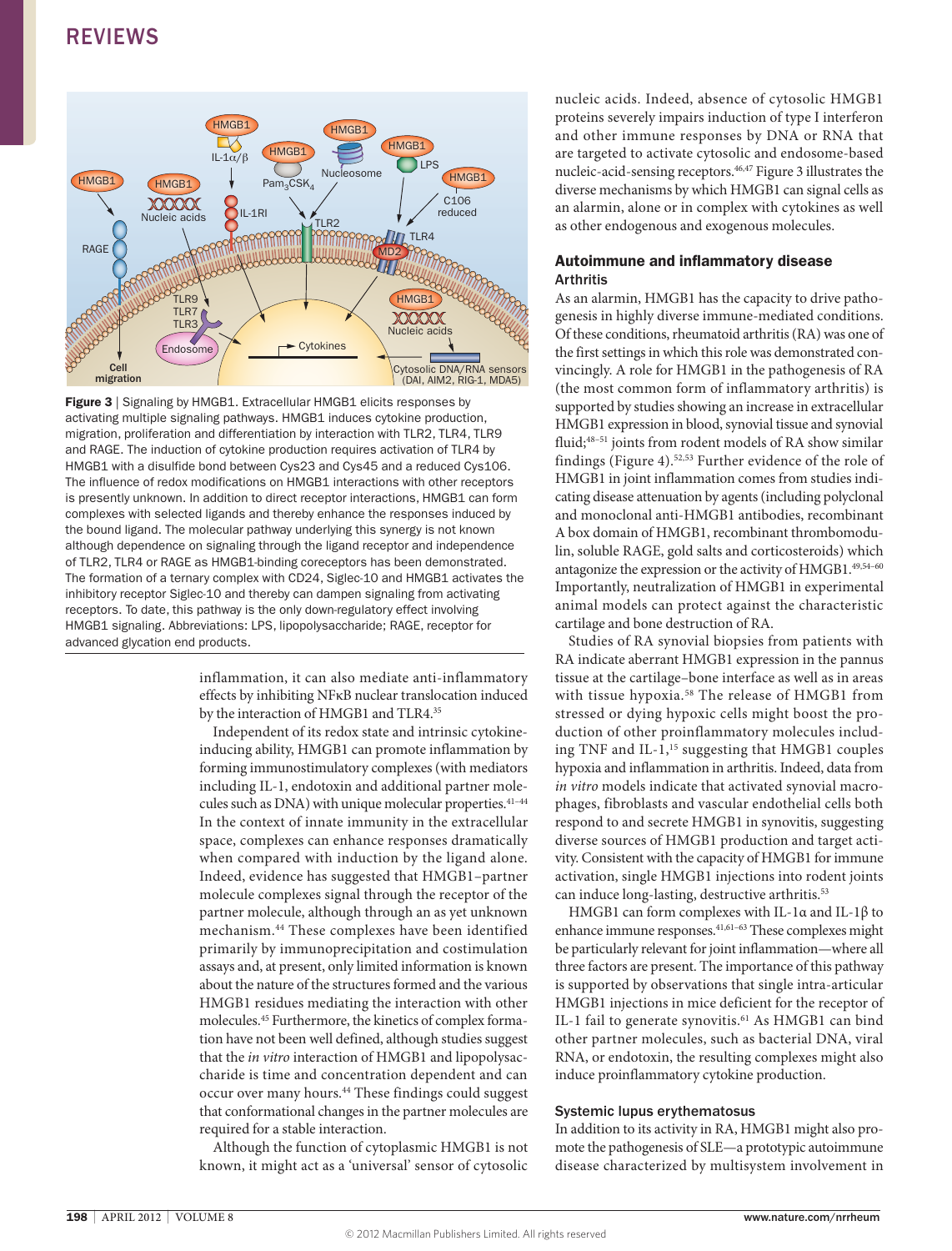**Figure 3** | Signaling by HMGB1. Extracellular HMGB1 elicits responses by activating multiple signaling pathways. HMGB1 induces cytokine production, migration, proliferation and differentiation by interaction with TLR2, TLR4, TLR9 and RAGE. The induction of cytokine production requires activation of TLR4 by HMGB1 with a disulfide bond between Cys23 and Cys45 and a reduced Cys106. The influence of redox modifications on HMGB1 interactions with other receptors is presently unknown. In addition to direct receptor interactions, HMGB1 can form complexes with selected ligands and thereby enhance the responses induced by the bound ligand. The molecular pathway underlying this synergy is not known although dependence on signaling through the ligand receptor and independence of TLR2, TLR4 or RAGE as HMGB1-binding coreceptors has been demonstrated. The formation of a ternary complex with CD24, Siglec-10 and HMGB1 activates the inhibitory receptor Siglec-10 and thereby can dampen signaling from activating receptors. To date, this pathway is the only down-regulatory effect involving HMGB1 signaling. Abbreviations: LPS, lipopolysaccharide; RAGE, receptor for advanced glycation end products.

inflammation, it can also mediate anti-inflammatory effects by inhibiting NFκB nuclear translocation induced by the interaction of HMGB1 and TLR4.[35]

Independent of its redox state and intrinsic cytokine-inducing ability, HMGB1 can promote inflammation by forming immunostimulatory complexes (with mediators including IL-1, endotoxin and additional partner molecules such as DNA) with unique molecular properties.[41–44] In the context of innate immunity in the extracellular space, complexes can enhance responses dramatically when compared with induction by the ligand alone. Indeed, evidence has suggested that HMGB1–partner molecule complexes signal through the receptor of the partner molecule, although through an as yet unknown mechanism.[44] These complexes have been identified primarily by immunoprecipitation and costimulation assays and, at present, only limited information is known about the nature of the structures formed and the various HMGB1 residues mediating the interaction with other molecules.[45] Furthermore, the kinetics of complex formation have not been well defined, although studies suggest that the *in vitro* interaction of HMGB1 and lipopolysaccharide is time and concentration dependent and can occur over many hours.[44] These findings could suggest that conformational changes in the partner molecules are required for a stable interaction.

Although the function of cytoplasmic HMGB1 is not known, it might act as a 'universal' sensor of cytosolic nucleic acids. Indeed, absence of cytosolic HMGB1 proteins severely impairs induction of type I interferon and other immune responses by DNA or RNA that are targeted to activate cytosolic and endosome-based nucleic-acid-sensing receptors.[46,47] Figure 3 illustrates the diverse mechanisms by which HMGB1 can signal cells as an alarmin, alone or in complex with cytokines as well as other endogenous and exogenous molecules.

## Autoimmune and inflammatory disease

### Arthritis

As an alarmin, HMGB1 has the capacity to drive pathogenesis in highly diverse immune-mediated conditions. Of these conditions, rheumatoid arthritis (RA) was one of the first settings in which this role was demonstrated convincingly. A role for HMGB1 in the pathogenesis of RA (the most common form of inflammatory arthritis) is supported by studies showing an increase in extracellular HMGB1 expression in blood, synovial tissue and synovial fluid;[48–51] joints from rodent models of RA show similar findings (Figure 4).[52,53] Further evidence of the role of HMGB1 in joint inflammation comes from studies indicating disease attenuation by agents (including polyclonal and monoclonal anti-HMGB1 antibodies, recombinant A box domain of HMGB1, recombinant thrombomodulin, soluble RAGE, gold salts and corticosteroids) which antagonize the expression or the activity of HMGB1.[49,54–60] Importantly, neutralization of HMGB1 in experimental animal models can protect against the characteristic cartilage and bone destruction of RA.

Studies of RA synovial biopsies from patients with RA indicate aberrant HMGB1 expression in the pannus tissue at the cartilage–bone interface as well as in areas with tissue hypoxia.[58] The release of HMGB1 from stressed or dying hypoxic cells might boost the production of other proinflammatory molecules including TNF and IL-1,[15] suggesting that HMGB1 couples hypoxia and inflammation in arthritis. Indeed, data from *in vitro* models indicate that activated synovial macrophages, fibroblasts and vascular endothelial cells both respond to and secrete HMGB1 in synovitis, suggesting diverse sources of HMGB1 production and target activity. Consistent with the capacity of HMGB1 for immune activation, single HMGB1 injections into rodent joints can induce long-lasting, destructive arthritis.[53]

HMGB1 can form complexes with IL-1α and IL-1β to enhance immune responses.[41,61–63] These complexes might be particularly relevant for joint inflammation—where all three factors are present. The importance of this pathway is supported by observations that single intra-articular HMGB1 injections in mice deficient for the receptor of IL-1 fail to generate synovitis.[61] As HMGB1 can bind other partner molecules, such as bacterial DNA, viral RNA, or endotoxin, the resulting complexes might also induce proinflammatory cytokine production.

### Systemic lupus erythematosus

In addition to its activity in RA, HMGB1 might also promote the pathogenesis of SLE—a prototypic autoimmune disease characterized by multisystem involvement in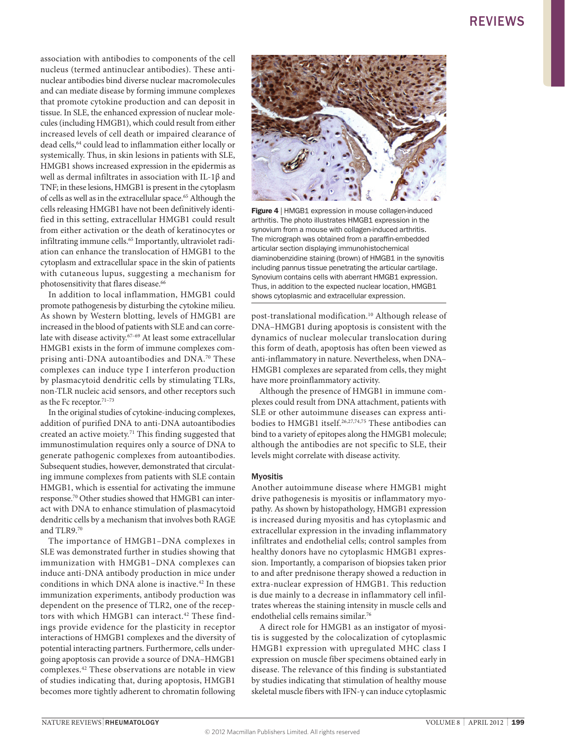association with antibodies to components of the cell nucleus (termed antinuclear antibodies). These antinuclear antibodies bind diverse nuclear macromolecules and can mediate disease by forming immune complexes that promote cytokine production and can deposit in tissue. In SLE, the enhanced expression of nuclear molecules (including HMGB1), which could result from either increased levels of cell death or impaired clearance of dead cells,[64] could lead to inflammation either locally or systemically. Thus, in skin lesions in patients with SLE, HMGB1 shows increased expression in the epidermis as well as dermal infiltrates in association with IL-1β and TNF; in these lesions, HMGB1 is present in the cytoplasm of cells as well as in the extracellular space.[65] Although the cells releasing HMGB1 have not been definitively identified in this setting, extracellular HMGB1 could result from either activation or the death of keratinocytes or infiltrating immune cells.[65] Importantly, ultraviolet radiation can enhance the translocation of HMGB1 to the cytoplasm and extracellular space in the skin of patients with cutaneous lupus, suggesting a mechanism for photosensitivity that flares disease.[66]

In addition to local inflammation, HMGB1 could promote pathogenesis by disturbing the cytokine milieu. As shown by Western blotting, levels of HMGB1 are increased in the blood of patients with SLE and can correlate with disease activity.[67–69] At least some extracellular HMGB1 exists in the form of immune complexes comprising anti-DNA autoantibodies and DNA.[70] These complexes can induce type I interferon production by plasmacytoid dendritic cells by stimulating TLRs, non-TLR nucleic acid sensors, and other receptors such as the Fc receptor.[71–73]

In the original studies of cytokine-inducing complexes, addition of purified DNA to anti-DNA autoantibodies created an active moiety.[71] This finding suggested that immunostimulation requires only a source of DNA to generate pathogenic complexes from autoantibodies. Subsequent studies, however, demonstrated that circulating immune complexes from patients with SLE contain HMGB1, which is essential for activating the immune response.[70] Other studies showed that HMGB1 can interact with DNA to enhance stimulation of plasmacytoid dendritic cells by a mechanism that involves both RAGE and TLR9.[70]

The importance of HMGB1–DNA complexes in SLE was demonstrated further in studies showing that immunization with HMGB1–DNA complexes can induce anti-DNA antibody production in mice under conditions in which DNA alone is inactive.[42] In these immunization experiments, antibody production was dependent on the presence of TLR2, one of the receptors with which HMGB1 can interact.[42] These findings provide evidence for the plasticity in receptor interactions of HMGB1 complexes and the diversity of potential interacting partners. Furthermore, cells undergoing apoptosis can provide a source of DNA–HMGB1 complexes.[42] These observations are notable in view of studies indicating that, during apoptosis, HMGB1 becomes more tightly adherent to chromatin following post-translational modification.[10] Although release of DNA–HMGB1 during apoptosis is consistent with the dynamics of nuclear molecular translocation during this form of death, apoptosis has often been viewed as anti-inflammatory in nature. Nevertheless, when DNA–HMGB1 complexes are separated from cells, they might have more proinflammatory activity.

Although the presence of HMGB1 in immune complexes could result from DNA attachment, patients with SLE or other autoimmune diseases can express antibodies to HMGB1 itself.[26,27,74,75] These antibodies can bind to a variety of epitopes along the HMGB1 molecule; although the antibodies are not specific to SLE, their levels might correlate with disease activity.

**Figure 4** | HMGB1 expression in mouse collagen-induced arthritis. The photo illustrates HMGB1 expression in the synovium from a mouse with collagen-induced arthritis. The micrograph was obtained from a paraffin-embedded articular section displaying immunohistochemical diaminobenzidine staining (brown) of HMGB1 in the synovitis including pannus tissue penetrating the articular cartilage. Synovium contains cells with aberrant HMGB1 expression. Thus, in addition to the expected nuclear location, HMGB1 shows cytoplasmic and extracellular expression.

### Myositis

Another autoimmune disease where HMGB1 might drive pathogenesis is myositis or inflammatory myopathy. As shown by histopathology, HMGB1 expression is increased during myositis and has cytoplasmic and extracellular expression in the invading inflammatory infiltrates and endothelial cells; control samples from healthy donors have no cytoplasmic HMGB1 expression. Importantly, a comparison of biopsies taken prior to and after prednisone therapy showed a reduction in extra-nuclear expression of HMGB1. This reduction is due mainly to a decrease in inflammatory cell infiltrates whereas the staining intensity in muscle cells and endothelial cells remains similar.[76]

A direct role for HMGB1 as an instigator of myositis is suggested by the colocalization of cytoplasmic HMGB1 expression with upregulated MHC class I expression on muscle fiber specimens obtained early in disease. The relevance of this finding is substantiated by studies indicating that stimulation of healthy mouse skeletal muscle fibers with IFN-γ can induce cytoplasmic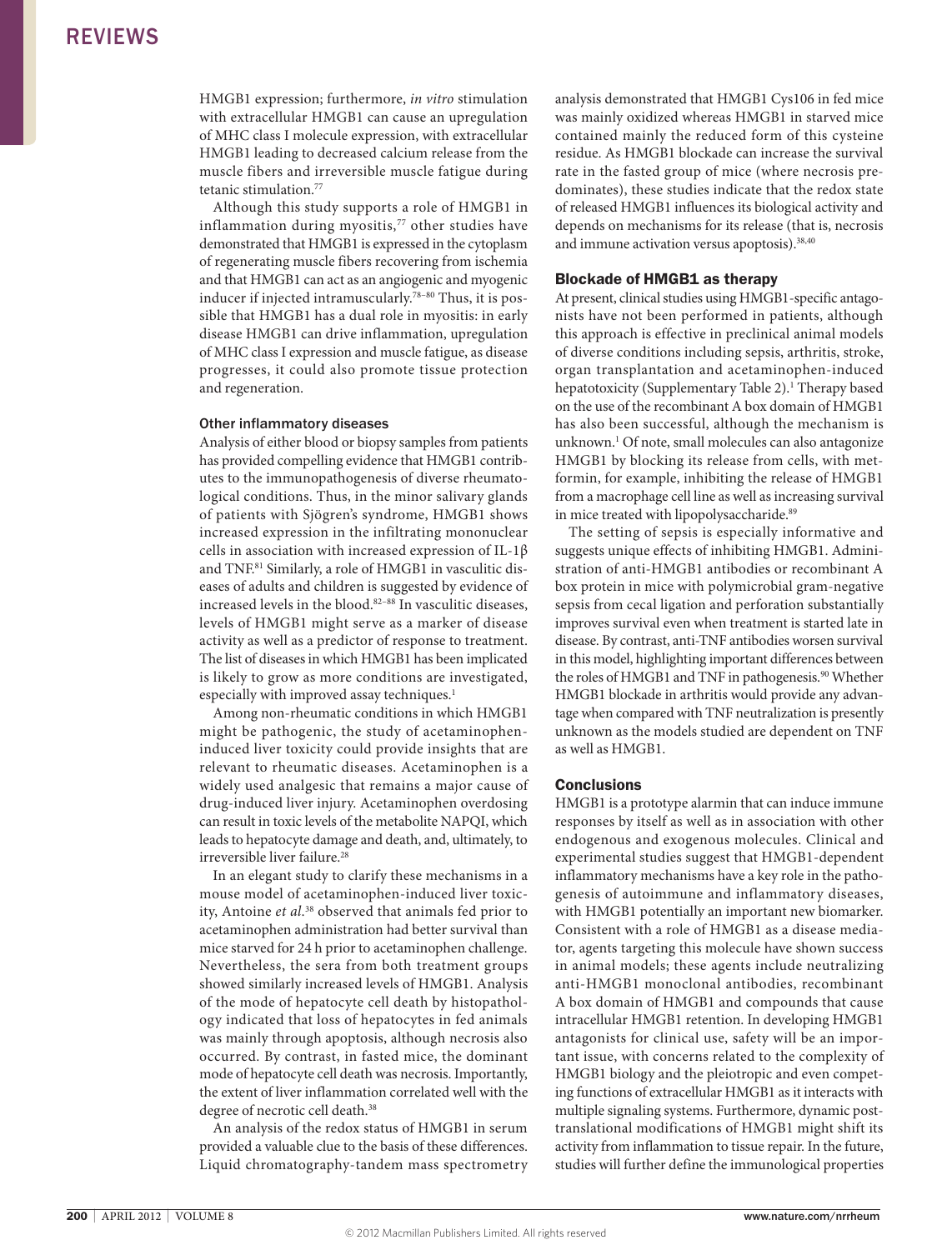HMGB1 expression; furthermore, *in vitro* stimulation with extracellular HMGB1 can cause an upregulation of MHC class I molecule expression, with extracellular HMGB1 leading to decreased calcium release from the muscle fibers and irreversible muscle fatigue during tetanic stimulation.[77]

Although this study supports a role of HMGB1 in inflammation during myositis,[77] other studies have demonstrated that HMGB1 is expressed in the cytoplasm of regenerating muscle fibers recovering from ischemia and that HMGB1 can act as an angiogenic and myogenic inducer if injected intramuscularly.[78–80] Thus, it is possible that HMGB1 has a dual role in myositis: in early disease HMGB1 can drive inflammation, upregulation of MHC class I expression and muscle fatigue, as disease progresses, it could also promote tissue protection and regeneration.

### Other inflammatory diseases

Analysis of either blood or biopsy samples from patients has provided compelling evidence that HMGB1 contributes to the immunopathogenesis of diverse rheumatological conditions. Thus, in the minor salivary glands of patients with Sjögren's syndrome, HMGB1 shows increased expression in the infiltrating mononuclear cells in association with increased expression of IL-1β and TNF.[81] Similarly, a role of HMGB1 in vasculitic diseases of adults and children is suggested by evidence of increased levels in the blood.[82–88] In vasculitic diseases, levels of HMGB1 might serve as a marker of disease activity as well as a predictor of response to treatment. The list of diseases in which HMGB1 has been implicated is likely to grow as more conditions are investigated, especially with improved assay techniques.[1]

Among non-rheumatic conditions in which HMGB1 might be pathogenic, the study of acetaminophen-induced liver toxicity could provide insights that are relevant to rheumatic diseases. Acetaminophen is a widely used analgesic that remains a major cause of drug-induced liver injury. Acetaminophen overdosing can result in toxic levels of the metabolite NAPQI, which leads to hepatocyte damage and death, and, ultimately, to irreversible liver failure.[28]

In an elegant study to clarify these mechanisms in a mouse model of acetaminophen-induced liver toxicity, Antoine *et al.*[38] observed that animals fed prior to acetaminophen administration had better survival than mice starved for 24 h prior to acetaminophen challenge. Nevertheless, the sera from both treatment groups showed similarly increased levels of HMGB1. Analysis of the mode of hepatocyte cell death by histopathology indicated that loss of hepatocytes in fed animals was mainly through apoptosis, although necrosis also occurred. By contrast, in fasted mice, the dominant mode of hepatocyte cell death was necrosis. Importantly, the extent of liver inflammation correlated well with the degree of necrotic cell death.[38]

An analysis of the redox status of HMGB1 in serum provided a valuable clue to the basis of these differences. Liquid chromatography-tandem mass spectrometry analysis demonstrated that HMGB1 Cys106 in fed mice was mainly oxidized whereas HMGB1 in starved mice contained mainly the reduced form of this cysteine residue. As HMGB1 blockade can increase the survival rate in the fasted group of mice (where necrosis predominates), these studies indicate that the redox state of released HMGB1 influences its biological activity and depends on mechanisms for its release (that is, necrosis and immune activation versus apoptosis).[38,40]

## Blockade of HMGB1 as therapy

At present, clinical studies using HMGB1-specific antagonists have not been performed in patients, although this approach is effective in preclinical animal models of diverse conditions including sepsis, arthritis, stroke, organ transplantation and acetaminophen-induced hepatotoxicity (Supplementary Table 2).[1] Therapy based on the use of the recombinant A box domain of HMGB1 has also been successful, although the mechanism is unknown.[1] Of note, small molecules can also antagonize HMGB1 by blocking its release from cells, with metformin, for example, inhibiting the release of HMGB1 from a macrophage cell line as well as increasing survival in mice treated with lipopolysaccharide.[89]

The setting of sepsis is especially informative and suggests unique effects of inhibiting HMGB1. Administration of anti-HMGB1 antibodies or recombinant A box protein in mice with polymicrobial gram-negative sepsis from cecal ligation and perforation substantially improves survival even when treatment is started late in disease. By contrast, anti-TNF antibodies worsen survival in this model, highlighting important differences between the roles of HMGB1 and TNF in pathogenesis.[90] Whether HMGB1 blockade in arthritis would provide any advantage when compared with TNF neutralization is presently unknown as the models studied are dependent on TNF as well as HMGB1.

## Conclusions

HMGB1 is a prototype alarmin that can induce immune responses by itself as well as in association with other endogenous and exogenous molecules. Clinical and experimental studies suggest that HMGB1-dependent inflammatory mechanisms have a key role in the pathogenesis of autoimmune and inflammatory diseases, with HMGB1 potentially an important new biomarker. Consistent with a role of HMGB1 as a disease mediator, agents targeting this molecule have shown success in animal models; these agents include neutralizing anti-HMGB1 monoclonal antibodies, recombinant A box domain of HMGB1 and compounds that cause intracellular HMGB1 retention. In developing HMGB1 antagonists for clinical use, safety will be an important issue, with concerns related to the complexity of HMGB1 biology and the pleiotropic and even competing functions of extracellular HMGB1 as it interacts with multiple signaling systems. Furthermore, dynamic post-translational modifications of HMGB1 might shift its activity from inflammation to tissue repair. In the future, studies will further define the immunological properties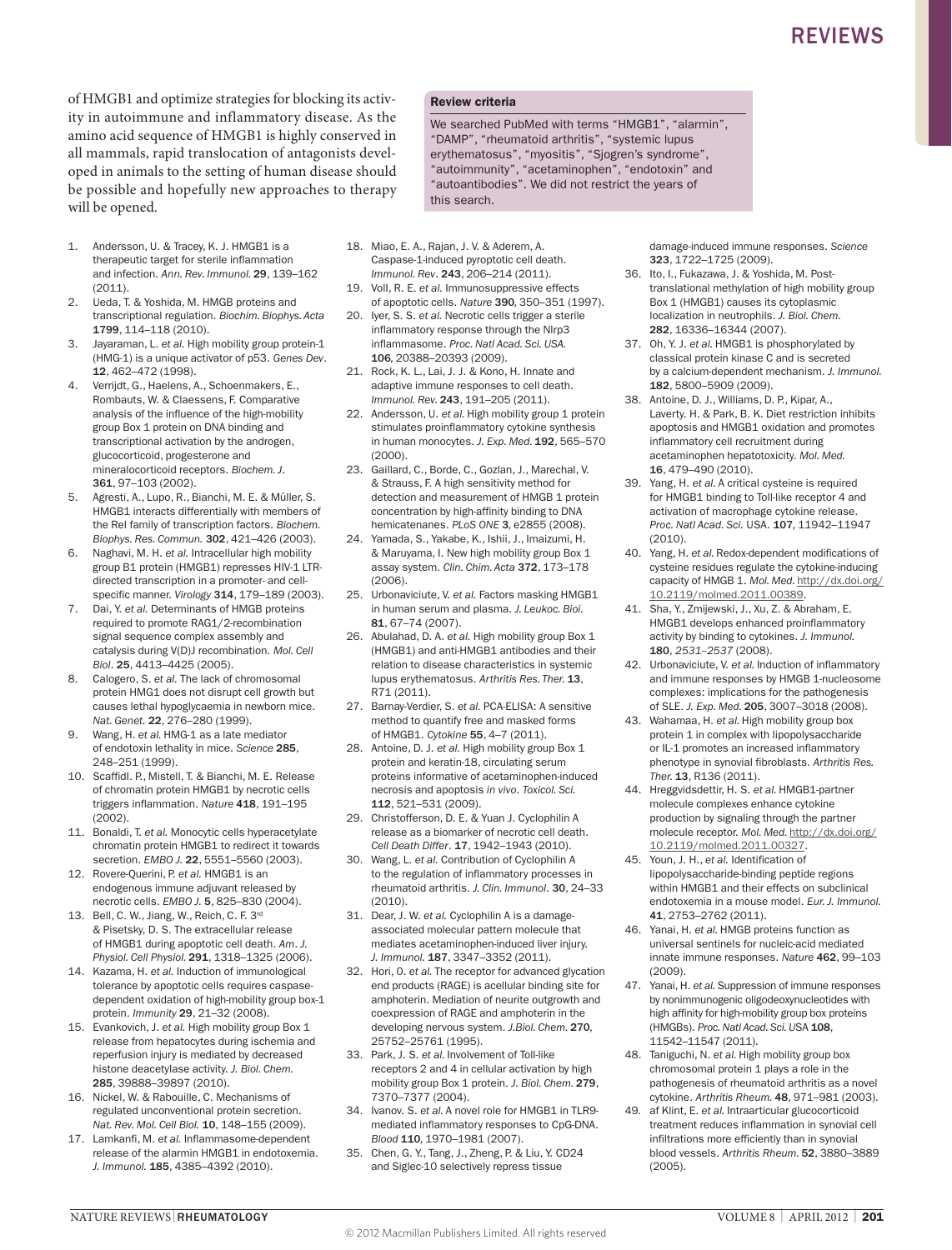of HMGB1 and optimize strategies for blocking its activity in autoimmune and inflammatory disease. As the amino acid sequence of HMGB1 is highly conserved in all mammals, rapid translocation of antagonists developed in animals to the setting of human disease should be possible and hopefully new approaches to therapy will be opened.

### Review criteria

We searched PubMed with terms "HMGB1", "alarmin", "DAMP", "rheumatoid arthritis", "systemic lupus erythematosus", "myositis", "Sjogren's syndrome", "autoimmunity", "acetaminophen", "endotoxin" and "autoantibodies". We did not restrict the years of this search.

1. Andersson, U. & Tracey, K. J. HMGB1 is a therapeutic target for sterile inflammation and infection. *Ann. Rev. Immunol.* **29**, 139–162 (2011).
2. Ueda, T. & Yoshida, M. HMGB proteins and transcriptional regulation. *Biochim. Biophys. Acta* **1799**, 114–118 (2010).
3. Jayaraman, L. *et al.* High mobility group protein-1 (HMG-1) is a unique activator of p53. *Genes Dev*. **12**, 462–472 (1998).
4. Verrijdt, G., Haelens, A., Schoenmakers, E., Rombauts, W. & Claessens, F. Comparative analysis of the influence of the high-mobility group Box 1 protein on DNA binding and transcriptional activation by the androgen, glucocorticoid, progesterone and mineralocorticoid receptors. *Biochem. J*. **361**, 97–103 (2002).
5. Agresti, A., Lupo, R., Bianchi, M. E. & Müller, S. HMGB1 interacts differentially with members of the Rel family of transcription factors. *Biochem. Biophys. Res. Commun.* **302**, 421–426 (2003).
6. Naghavi, M. H. *et al.* Intracellular high mobility group B1 protein (HMGB1) represses HIV-1 LTR-directed transcription in a promoter- and cell-specific manner. *Virology* **314**, 179–189 (2003).
7. Dai, Y. *et al.* Determinants of HMGB proteins required to promote RAG1/2-recombination signal sequence complex assembly and catalysis during V(D)J recombination. *Mol. Cell Biol*. **25**, 4413–4425 (2005).
8. Calogero, S. *et al.* The lack of chromosomal protein HMG1 does not disrupt cell growth but causes lethal hypoglycaemia in newborn mice. *Nat. Genet.* **22**, 276–280 (1999).
9. Wang, H. *et al.* HMG-1 as a late mediator of endotoxin lethality in mice. *Science* **285**, 248–251 (1999).
10. Scaffidl. P., Mistell, T. & Bianchi, M. E. Release of chromatin protein HMGB1 by necrotic cells triggers inflammation. *Nature* **418**, 191–195 (2002).
11. Bonaldi, T. *et al.* Monocytic cells hyperacetylate chromatin protein HMGB1 to redirect it towards secretion. *EMBO J.* **22**, 5551–5560 (2003).
12. Rovere-Querini, P. *et al.* HMGB1 is an endogenous immune adjuvant released by necrotic cells. *EMBO J.* **5**, 825–830 (2004).
13. Bell, C. W., Jiang, W., Reich, C. F. 3rd & Pisetsky, D. S. The extracellular release of HMGB1 during apoptotic cell death. *Am. J. Physiol. Cell Physiol.* **291**, 1318–1325 (2006).
14. Kazama, H. *et al.* Induction of immunological tolerance by apoptotic cells requires caspase-dependent oxidation of high-mobility group box-1 protein. *Immunity* **29**, 21–32 (2008).
15. Evankovich, J. *et al.* High mobility group Box 1 release from hepatocytes during ischemia and reperfusion injury is mediated by decreased histone deacetylase activity. *J. Biol. Chem.* **285**, 39888–39897 (2010).
16. Nickel, W. & Rabouille, C. Mechanisms of regulated unconventional protein secretion. *Nat. Rev. Mol. Cell Biol.* **10**, 148–155 (2009).
17. Lamkanfi, M. *et al.* Inflammasome-dependent release of the alarmin HMGB1 in endotoxemia. *J. Immunol.* **185**, 4385–4392 (2010).
18. Miao, E. A., Rajan, J. V. & Aderem, A. Caspase-1-induced pyroptotic cell death. *Immunol. Rev*. **243**, 206–214 (2011).
19. Voll, R. E. *et al.* Immunosuppressive effects of apoptotic cells. *Nature* **390**, 350–351 (1997).
20. Iyer, S. S. *et al.* Necrotic cells trigger a sterile inflammatory response through the Nlrp3 inflammasome. *Proc. Natl Acad. Sci. USA.* **106**, 20388–20393 (2009).
21. Rock, K. L., Lai, J. J. & Kono, H. Innate and adaptive immune responses to cell death. *Immunol. Rev.* **243**, 191–205 (2011).
22. Andersson, U. *et al.* High mobility group 1 protein stimulates proinflammatory cytokine synthesis in human monocytes. *J. Exp. Med.* **192**, 565–570 (2000).
23. Gaillard, C., Borde, C., Gozlan, J., Marechal, V. & Strauss, F. A high sensitivity method for detection and measurement of HMGB 1 protein concentration by high-affinity binding to DNA hemicatenanes. *PLoS ONE* **3**, e2855 (2008).
24. Yamada, S., Yakabe, K., Ishii, J., Imaizumi, H. & Maruyama, I. New high mobility group Box 1 assay system. *Clin. Chim. Acta* **372**, 173–178 (2006).
25. Urbonaviciute, V. *et al.* Factors masking HMGB1 in human serum and plasma. *J. Leukoc. Biol*. **81**, 67–74 (2007).
26. Abulahad, D. A. *et al.* High mobility group Box 1 (HMGB1) and anti-HMGB1 antibodies and their relation to disease characteristics in systemic lupus erythematosus. *Arthritis Res. Ther.* **13**, R71 (2011).
27. Barnay-Verdier, S. *et al.* PCA-ELISA: A sensitive method to quantify free and masked forms of HMGB1. *Cytokine* **55**, 4–7 (2011).
28. Antoine, D. J. *et al.* High mobility group Box 1 protein and keratin-18, circulating serum proteins informative of acetaminophen-induced necrosis and apoptosis *in vivo*. *Toxicol. Sci.* **112**, 521–531 (2009).
29. Christofferson, D. E. & Yuan J. Cyclophilin A release as a biomarker of necrotic cell death. *Cell Death Differ*. **17**, 1942–1943 (2010).
30. Wang, L. *et al.* Contribution of Cyclophilin A to the regulation of inflammatory processes in rheumatoid arthritis. *J. Clin. Immunol*. **30**, 24–33 (2010).
31. Dear, J. W. *et al.* Cyclophilin A is a damage-associated molecular pattern molecule that mediates acetaminophen-induced liver injury. *J. Immunol.* **187**, 3347–3352 (2011).
32. Hori, O. *et al.* The receptor for advanced glycation end products (RAGE) is acellular binding site for amphoterin. Mediation of neurite outgrowth and coexpression of RAGE and amphoterin in the developing nervous system. *J.Biol. Chem.* **270**, 25752–25761 (1995).
33. Park, J. S. *et al.* Involvement of Toll-like receptors 2 and 4 in cellular activation by high mobility group Box 1 protein. *J. Biol. Chem.* **279**, 7370–7377 (2004).
34. Ivanov. S. *et al.* A novel role for HMGB1 in TLR9-mediated inflammatory responses to CpG-DNA. *Blood* **110**, 1970–1981 (2007).
35. Chen, G. Y., Tang, J., Zheng, P. & Liu, Y. CD24 and Siglec-10 selectively repress tissue damage-induced immune responses. *Science* **323**, 1722–1725 (2009).
36. Ito, I., Fukazawa, J. & Yoshida, M. Post-translational methylation of high mobility group Box 1 (HMGB1) causes its cytoplasmic localization in neutrophils. *J. Biol. Chem.* **282**, 16336–16344 (2007).
37. Oh, Y. J. *et al.* HMGB1 is phosphorylated by classical protein kinase C and is secreted by a calcium-dependent mechanism. *J. Immunol.* **182**, 5800–5909 (2009).
38. Antoine, D. J., Williams, D. P., Kipar, A., Laverty. H. & Park, B. K. Diet restriction inhibits apoptosis and HMGB1 oxidation and promotes inflammatory cell recruitment during acetaminophen hepatotoxicity. *Mol. Med.* **16**, 479–490 (2010).
39. Yang, H. *et al.* A critical cysteine is required for HMGB1 binding to Toll-like receptor 4 and activation of macrophage cytokine release. *Proc. Natl Acad. Sci.* USA. **107**, 11942–11947 (2010).
40. Yang, H. *et al.* Redox-dependent modifications of cysteine residues regulate the cytokine-inducing capacity of HMGB 1. *Mol. Med.* http://dx.doi.org/10.2119/molmed.2011.00389.
41. Sha, Y., Zmijewski, J., Xu, Z. & Abraham, E. HMGB1 develops enhanced proinflammatory activity by binding to cytokines. *J. Immunol.* **180**, *2531–2537* (2008).
42. Urbonaviciute, V. *et al.* Induction of inflammatory and immune responses by HMGB 1-nucleosome complexes: implications for the pathogenesis of SLE. *J. Exp. Med.* **205**, 3007–3018 (2008).
43. Wahamaa, H. *et al.* High mobility group box protein 1 in complex with lipopolysaccharide or IL-1 promotes an increased inflammatory phenotype in synovial fibroblasts. *Arthritis Res. Ther.* **13**, R136 (2011).
44. Hreggvidsdettir, H. S. *et al.* HMGB1-partner molecule complexes enhance cytokine production by signaling through the partner molecule receptor. *Mol. Med.* http://dx.doi.org/10.2119/molmed.2011.00327.
45. Youn, J. H., *et al.* Identification of lipopolysaccharide-binding peptide regions within HMGB1 and their effects on subclinical endotoxemia in a mouse model. *Eur. J. Immunol.* **41**, 2753–2762 (2011).
46. Yanai, H. *et al.* HMGB proteins function as universal sentinels for nucleic-acid mediated innate immune responses. *Nature* **462**, 99–103 (2009).
47. Yanai, H. *et al.* Suppression of immune responses by nonimmunogenic oligodeoxynucleotides with high affinity for high-mobility group box proteins (HMGBs). *Proc. Natl Acad. Sci. USA* **108**, 11542–11547 (2011).
48. Taniguchi, N. *et al.* High mobility group box chromosomal protein 1 plays a role in the pathogenesis of rheumatoid arthritis as a novel cytokine. *Arthritis Rheum.* **48**, 971–981 (2003).
49. af Klint, E. *et al.* Intraarticular glucocorticoid treatment reduces inflammation in synovial cell infiltrations more efficiently than in synovial blood vessels. *Arthritis Rheum.* **52**, 3880–3889 (2005).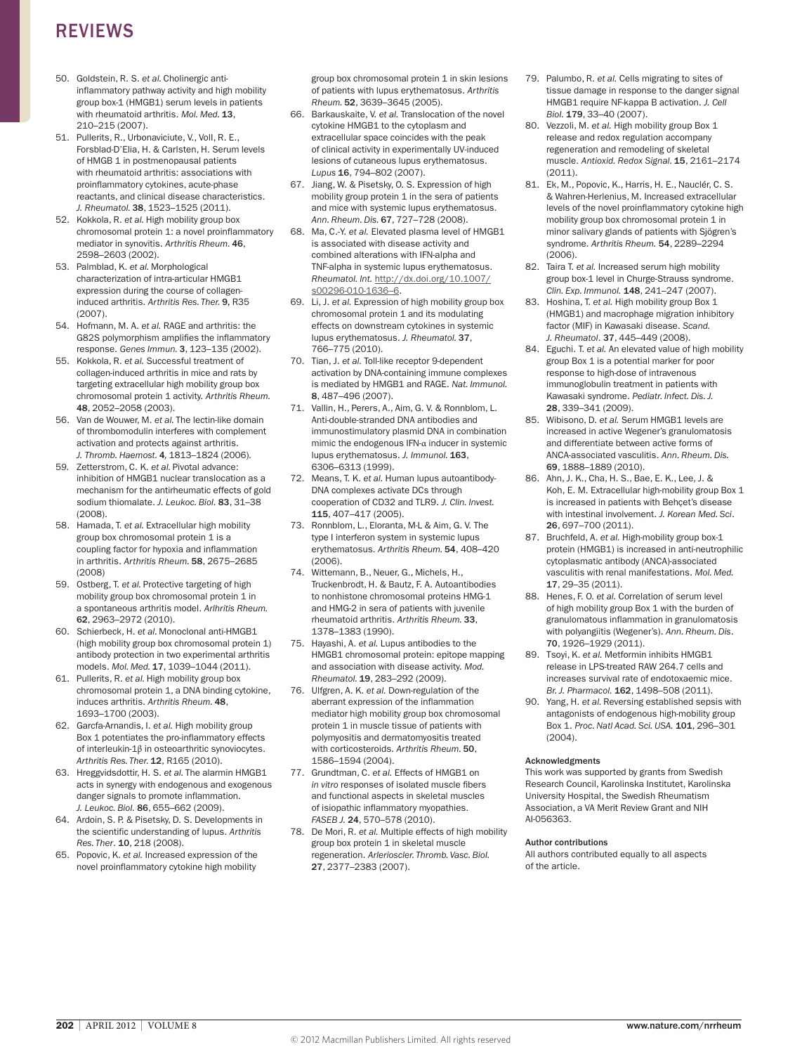50. Goldstein, R. S. *et al.* Cholinergic anti-inflammatory pathway activity and high mobility group box-1 (HMGB1) serum levels in patients with rheumatoid arthritis. *Mol. Med.* **13**, 210–215 (2007).
51. Pullerits, R., Urbonaviciute, V., Voll, R. E., Forsblad-D'Elia, H. & Carlsten, H. Serum levels of HMGB 1 in postmenopausal patients with rheumatoid arthritis: associations with proinflammatory cytokines, acute-phase reactants, and clinical disease characteristics. *J. Rheumatol.* **38**, 1523–1525 (2011).
52. Kokkola, R. *et al.* High mobility group box chromosomal protein 1: a novel proinflammatory mediator in synovitis. *Arthritis Rheum.* **46**, 2598–2603 (2002).
53. Palmblad, K. *et al.* Morphological characterization of intra-articular HMGB1 expression during the course of collagen-induced arthritis. *Arthritis Res. Ther.* **9,** R35 (2007).
54. Hofmann, M. A. *et al.* RAGE and arthritis: the G82S polymorphism amplifies the inflammatory response. *Genes Immun.* **3**, 123–135 (2002).
55. Kokkola, R. *et al.* Successful treatment of collagen-induced arthritis in mice and rats by targeting extracellular high mobility group box chromosomal protein 1 activity. *Arthritis Rheum.* **48**, 2052–2058 (2003).
56. Van de Wouwer, M. *et al.* The lectin-like domain of thrombomodulin interferes with complement activation and protects against arthritis. *J. Thromb. Haemost.* **4***,* 1813–1824 (2006).
57. Zetterstrom, C. K. *et al.* Pivotal advance: inhibition of HMGB1 nuclear translocation as a mechanism for the antirheumatic effects of gold sodium thiomalate. *J. Leukoc. Biol.* **83**, 31–38 (2008).
58. Hamada, T. *et al.* Extracellular high mobility group box chromosomal protein 1 is a coupling factor for hypoxia and inflammation in arthritis. *Arthritis Rheum.* **58**, 2675–2685 (2008)
59. Ostberg, T. *et al.* Protective targeting of high mobility group box chromosomal protein 1 in a spontaneous arthritis model. *Arthritis Rheum.* **62**, 2963–2972 (2010).
60. Schierbeck, H. *et al.* Monoclonal anti-HMGB1 (high mobility group box chromosomal protein 1) antibody protection in two experimental arthritis models. *Mol. Med.* **17**, 1039–1044 (2011).
61. Pullerits, R. *et al.* High mobility group box chromosomal protein 1, a DNA binding cytokine, induces arthritis. *Arthritis Rheum.* **48**, 1693–1700 (2003).
62. García-Arnandis, I. *et al.* High mobility group Box 1 potentiates the pro-inflammatory effects of interleukin-1β in osteoarthritic synoviocytes. *Arthritis Res. Ther.* **12**, R165 (2010).
63. Hreggvidsdottir, H. S. *et al.* The alarmin HMGB1 acts in synergy with endogenous and exogenous danger signals to promote inflammation. *J. Leukoc. Biol.* **86**, 655–662 (2009).
64. Ardoin, S. P. & Pisetsky, D. S. Developments in the scientific understanding of lupus. *Arthritis Res. Ther*. **10**, 218 (2008).
65. Popovic, K. *et al.* Increased expression of the novel proinflammatory cytokine high mobility group box chromosomal protein 1 in skin lesions of patients with lupus erythematosus. *Arthritis Rheum.* **52**, 3639–3645 (2005).
66. Barkauskaite, V. *et al.* Translocation of the novel cytokine HMGB1 to the cytoplasm and extracellular space coincides with the peak of clinical activity in experimentally UV-induced lesions of cutaneous lupus erythematosus. *Lupus* **16**, 794–802 (2007).
67. Jiang, W. & Pisetsky, O. S. Expression of high mobility group protein 1 in the sera of patients and mice with systemic lupus erythematosus. *Ann. Rheum. Dis.* **67**, 727–728 (2008).
68. Ma, C.-Y. *et al.* Elevated plasma level of HMGB1 is associated with disease activity and combined alterations with IFN-alpha and TNF-alpha in systemic lupus erythematosus. *Rheumatol. Int.* http://dx.doi.org/10.1007/s00296-010-1636-6.
69. Li, J. *et al.* Expression of high mobility group box chromosomal protein 1 and its modulating effects on downstream cytokines in systemic lupus erythematosus. *J. Rheumatol.* **37**, 766–775 (2010).
70. Tian, J. *et al.* Toll-like receptor 9-dependent activation by DNA-containing immune complexes is mediated by HMGB1 and RAGE. *Nat. Immunol.* **8**, 487–496 (2007).
71. Vallin, H., Perers, A., Alm, G. V. & Ronnblom, L. Anti-double-stranded DNA antibodies and immunostimulatory plasmid DNA in combination mimic the endogenous IFN-α inducer in systemic lupus erythematosus. *J. Immunol.* **163**, 6306–6313 (1999).
72. Means, T. K. *et al.* Human lupus autoantibody-DNA complexes activate DCs through cooperation of CD32 and TLR9. *J. Clin. Invest.* **115**, 407–417 (2005).
73. Ronnblom, L., Eloranta, M-L & Alm, G. V. The type I interferon system in systemic lupus erythematosus. *Arthritis Rheum.* **54**, 408–420 (2006).
74. Wittemann, B., Neuer, G., Michels, H., Truckenbrodt, H. & Bautz, F. A. Autoantibodies to nonhistone chromosomal proteins HMG-1 and HMG-2 in sera of patients with juvenile rheumatoid arthritis. *Arthritis Rheum.* **33**, 1378–1383 (1990).
75. Hayashi, A. *et al.* Lupus antibodies to the HMGB1 chromosomal protein: epitope mapping and association with disease activity. *Mod. Rheumatol.* **19**, 283–292 (2009).
76. Ulfgren, A. K. *et al.* Down-regulation of the aberrant expression of the inflammation mediator high mobility group box chromosomal protein 1 in muscle tissue of patients with polymyositis and dermatomyositis treated with corticosteroids. *Arthritis Rheum.* **50**, 1586–1594 (2004).
77. Grundtman, C. *et al.* Effects of HMGB1 on *in vitro* responses of isolated muscle fibers and functional aspects in skeletal muscles of isiopathic inflammatory myopathies. *FASEB J.* **24**, 570–578 (2010).
78. De Mori, R. *et al.* Multiple effects of high mobility group box protein 1 in skeletal muscle regeneration. *Arterioscler. Thromb. Vasc. Biol.* **27**, 2377–2383 (2007).
79. Palumbo, R. *et al.* Cells migrating to sites of tissue damage in response to the danger signal HMGB1 require NF-kappa B activation. *J. Cell Biol.* **179**, 33–40 (2007).
80. Vezzoli, M. *et al.* High mobility group Box 1 release and redox regulation accompany regeneration and remodeling of skeletal muscle. *Antioxid. Redox Signal.* **15**, 2161–2174 (2011).
81. Ek, M., Popovic, K., Harris, H. E., Nauclér, C. S. & Wahren-Herlenius, M. Increased extracellular levels of the novel proinflammatory cytokine high mobility group box chromosomal protein 1 in minor salivary glands of patients with Sjögren's syndrome. *Arthritis Rheum.* **54**, 2289–2294 (2006).
82. Taira T. *et al.* Increased serum high mobility group box-1 level in Churge-Strauss syndrome. *Clin. Exp. Immunol.* **148**, 241–247 (2007).
83. Hoshina, T. *et al.* High mobility group Box 1 (HMGB1) and macrophage migration inhibitory factor (MIF) in Kawasaki disease. *Scand. J. Rheumatol*. **37**, 445–449 (2008).
84. Eguchi. T. *et al.* An elevated value of high mobility group Box 1 is a potential marker for poor response to high-dose of intravenous immunoglobulin treatment in patients with Kawasaki syndrome. *Pediatr. Infect. Dis. J.* **28**, 339–341 (2009).
85. Wibisono, D. *et al.* Serum HMGB1 levels are increased in active Wegener's granulomatosis and differentiate between active forms of ANCA-associated vasculitis. *Ann. Rheum. Dis.* **69**, 1888–1889 (2010).
86. Ahn, J. K., Cha, H. S., Bae, E. K., Lee, J. & Koh, E. M. Extracellular high-mobility group Box 1 is increased in patients with Behçet's disease with intestinal involvement. *J. Korean Med. Sci*. **26**, 697–700 (2011).
87. Bruchfeld, A. *et al.* High-mobility group box-1 protein (HMGB1) is increased in anti-neutrophilic cytoplasmatic antibody (ANCA)-associated vasculitis with renal manifestations. *Mol. Med.* **17**, 29–35 (2011).
88. Henes, F. O. *et al.* Correlation of serum level of high mobility group Box 1 with the burden of granulomatous inflammation in granulomatosis with polyangiitis (Wegener's). *Ann. Rheum. Dis*. **70**, 1926–1929 (2011).
89. Tsoyi, K. *et al.* Metformin inhibits HMGB1 release in LPS-treated RAW 264.7 cells and increases survival rate of endotoxaemic mice. *Br. J. Pharmacol.* **162**, 1498–508 (2011).
90. Yang, H. *et al.* Reversing established sepsis with antagonists of endogenous high-mobility group Box 1. *Proc. Natl Acad. Sci. USA.* **101**, 296–301 (2004).

### Acknowledgments

This work was supported by grants from Swedish Research Council, Karolinska Institutet, Karolinska University Hospital, the Swedish Rheumatism Association, a VA Merit Review Grant and NIH AI-056363.

### Author contributions

All authors contributed equally to all aspects of the article.